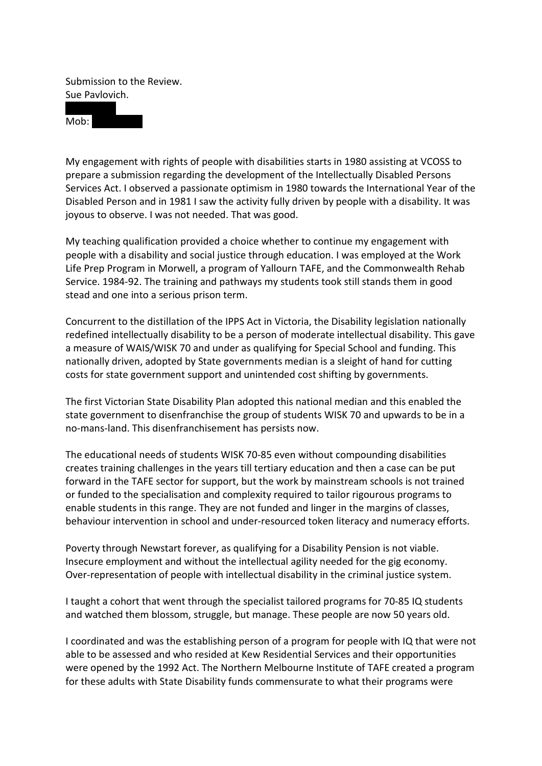Submission to the Review.
Sue Pavlovich.

Mob:

My engagement with rights of people with disabilities starts in 1980 assisting at VCOSS to prepare a submission regarding the development of the Intellectually Disabled Persons Services Act. I observed a passionate optimism in 1980 towards the International Year of the Disabled Person and in 1981 I saw the activity fully driven by people with a disability. It was joyous to observe. I was not needed. That was good.

My teaching qualification provided a choice whether to continue my engagement with people with a disability and social justice through education. I was employed at the Work Life Prep Program in Morwell, a program of Yallourn TAFE, and the Commonwealth Rehab Service. 1984-92. The training and pathways my students took still stands them in good stead and one into a serious prison term.

Concurrent to the distillation of the IPPS Act in Victoria, the Disability legislation nationally redefined intellectually disability to be a person of moderate intellectual disability. This gave a measure of WAIS/WISK 70 and under as qualifying for Special School and funding. This nationally driven, adopted by State governments median is a sleight of hand for cutting costs for state government support and unintended cost shifting by governments.

The first Victorian State Disability Plan adopted this national median and this enabled the state government to disenfranchise the group of students WISK 70 and upwards to be in a no-mans-land. This disenfranchisement has persists now.

The educational needs of students WISK 70-85 even without compounding disabilities creates training challenges in the years till tertiary education and then a case can be put forward in the TAFE sector for support, but the work by mainstream schools is not trained or funded to the specialisation and complexity required to tailor rigourous programs to enable students in this range. They are not funded and linger in the margins of classes, behaviour intervention in school and under-resourced token literacy and numeracy efforts.

Poverty through Newstart forever, as qualifying for a Disability Pension is not viable. Insecure employment and without the intellectual agility needed for the gig economy. Over-representation of people with intellectual disability in the criminal justice system.

I taught a cohort that went through the specialist tailored programs for 70-85 IQ students and watched them blossom, struggle, but manage. These people are now 50 years old.

I coordinated and was the establishing person of a program for people with IQ that were not able to be assessed and who resided at Kew Residential Services and their opportunities were opened by the 1992 Act. The Northern Melbourne Institute of TAFE created a program for these adults with State Disability funds commensurate to what their programs were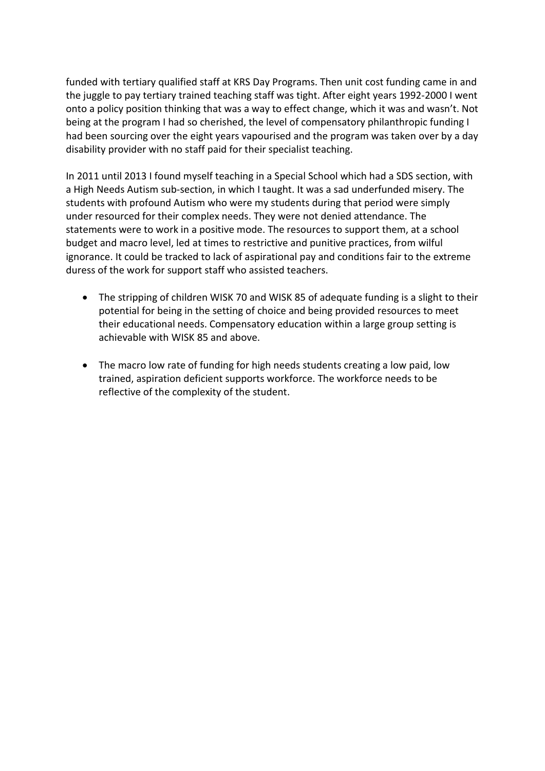funded with tertiary qualified staff at KRS Day Programs. Then unit cost funding came in and the juggle to pay tertiary trained teaching staff was tight. After eight years 1992-2000 I went onto a policy position thinking that was a way to effect change, which it was and wasn't. Not being at the program I had so cherished, the level of compensatory philanthropic funding I had been sourcing over the eight years vapourised and the program was taken over by a day disability provider with no staff paid for their specialist teaching.

In 2011 until 2013 I found myself teaching in a Special School which had a SDS section, with a High Needs Autism sub-section, in which I taught. It was a sad underfunded misery. The students with profound Autism who were my students during that period were simply under resourced for their complex needs. They were not denied attendance. The statements were to work in a positive mode. The resources to support them, at a school budget and macro level, led at times to restrictive and punitive practices, from wilful ignorance. It could be tracked to lack of aspirational pay and conditions fair to the extreme duress of the work for support staff who assisted teachers.

- The stripping of children WISK 70 and WISK 85 of adequate funding is a slight to their potential for being in the setting of choice and being provided resources to meet their educational needs. Compensatory education within a large group setting is achievable with WISK 85 and above.

- The macro low rate of funding for high needs students creating a low paid, low trained, aspiration deficient supports workforce. The workforce needs to be reflective of the complexity of the student.